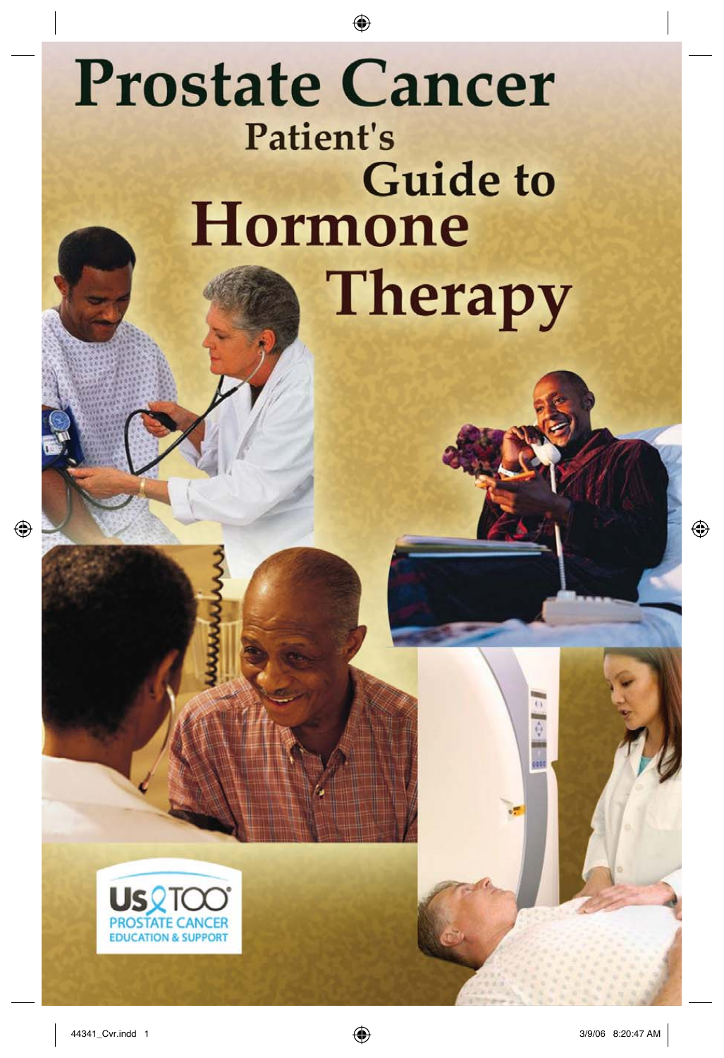# Prostate Cancer Patient's Guide to Hormone Therapy

Us TOO
PROSTATE CANCER
EDUCATION & SUPPORT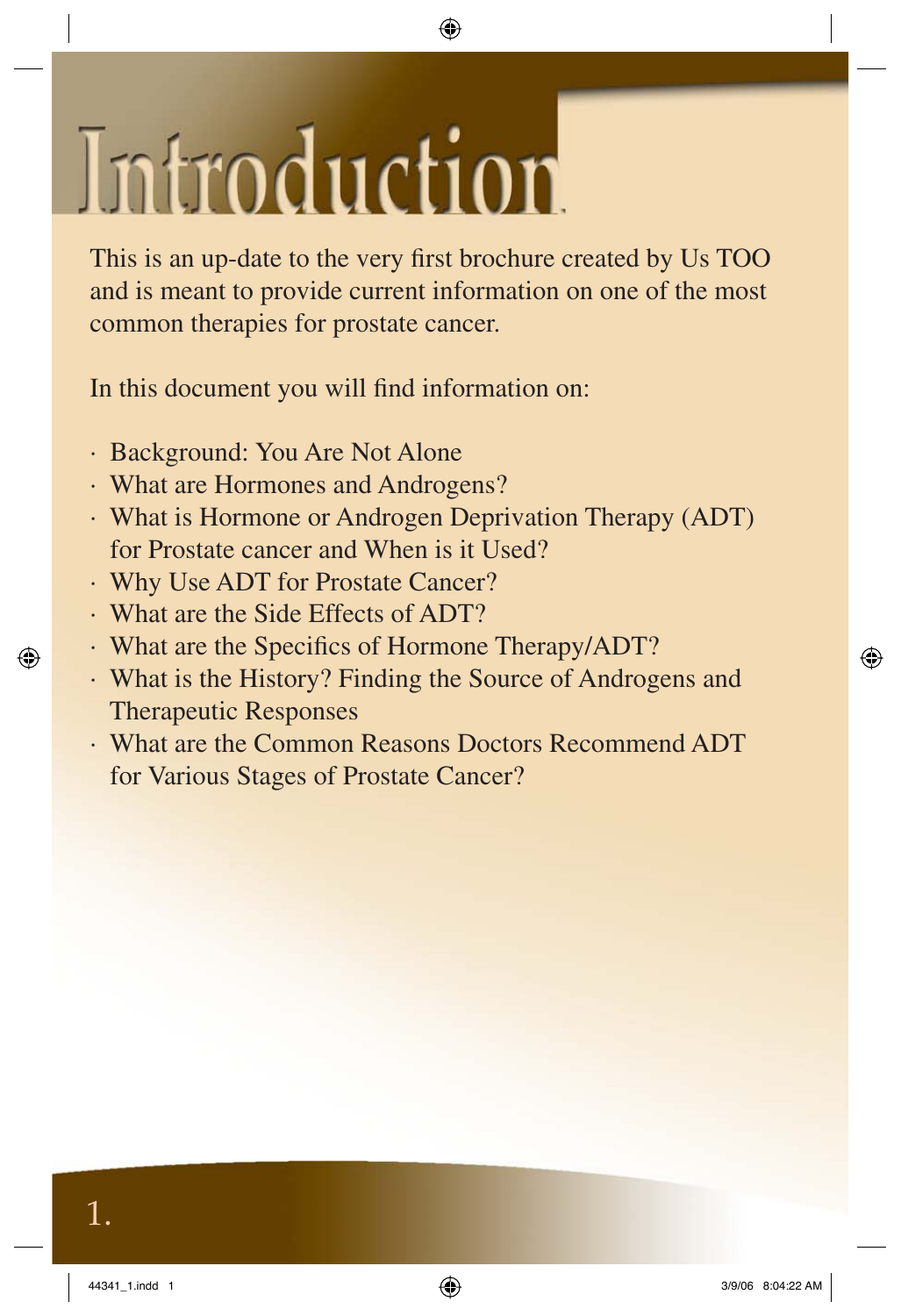# Introduction

This is an up-date to the very first brochure created by Us TOO and is meant to provide current information on one of the most common therapies for prostate cancer.

In this document you will find information on:

- Background: You Are Not Alone
- What are Hormones and Androgens?
- What is Hormone or Androgen Deprivation Therapy (ADT) for Prostate cancer and When is it Used?
- Why Use ADT for Prostate Cancer?
- What are the Side Effects of ADT?
- What are the Specifics of Hormone Therapy/ADT?
- What is the History? Finding the Source of Androgens and Therapeutic Responses
- What are the Common Reasons Doctors Recommend ADT for Various Stages of Prostate Cancer?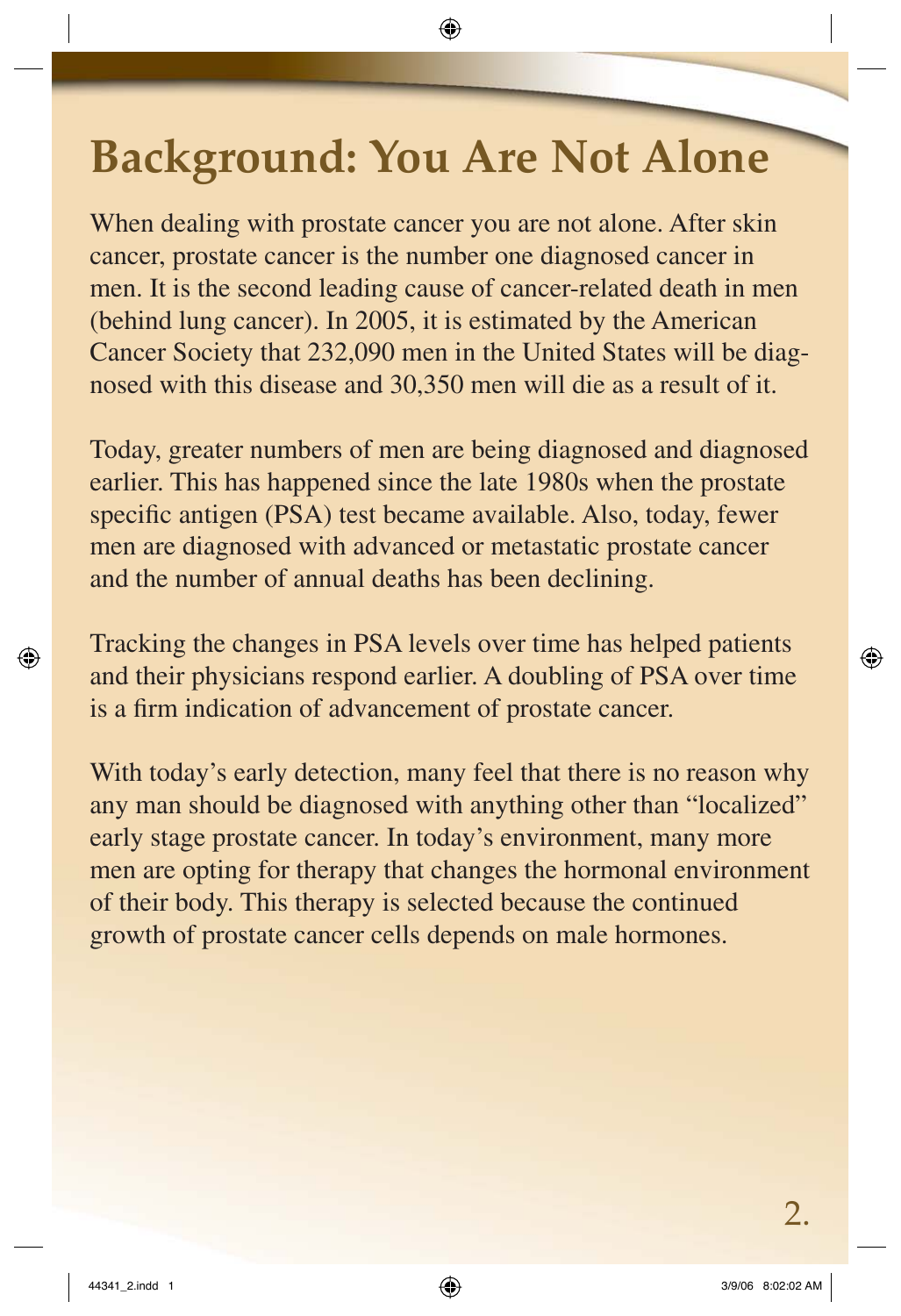# Background: You Are Not Alone

When dealing with prostate cancer you are not alone. After skin cancer, prostate cancer is the number one diagnosed cancer in men. It is the second leading cause of cancer-related death in men (behind lung cancer). In 2005, it is estimated by the American Cancer Society that 232,090 men in the United States will be diagnosed with this disease and 30,350 men will die as a result of it.

Today, greater numbers of men are being diagnosed and diagnosed earlier. This has happened since the late 1980s when the prostate specific antigen (PSA) test became available. Also, today, fewer men are diagnosed with advanced or metastatic prostate cancer and the number of annual deaths has been declining.

Tracking the changes in PSA levels over time has helped patients and their physicians respond earlier. A doubling of PSA over time is a firm indication of advancement of prostate cancer.

With today's early detection, many feel that there is no reason why any man should be diagnosed with anything other than "localized" early stage prostate cancer. In today's environment, many more men are opting for therapy that changes the hormonal environment of their body. This therapy is selected because the continued growth of prostate cancer cells depends on male hormones.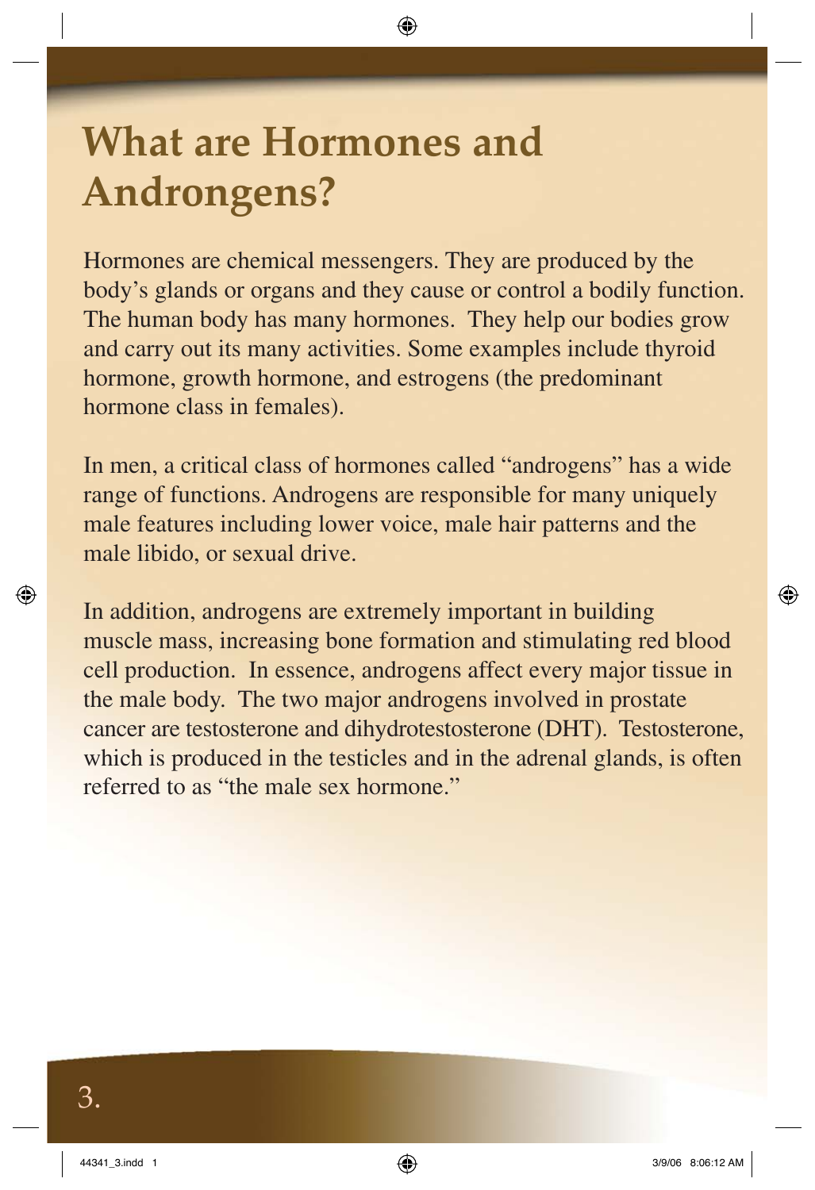# What are Hormones and Androngens?

Hormones are chemical messengers. They are produced by the body's glands or organs and they cause or control a bodily function. The human body has many hormones. They help our bodies grow and carry out its many activities. Some examples include thyroid hormone, growth hormone, and estrogens (the predominant hormone class in females).

In men, a critical class of hormones called "androgens" has a wide range of functions. Androgens are responsible for many uniquely male features including lower voice, male hair patterns and the male libido, or sexual drive.

In addition, androgens are extremely important in building muscle mass, increasing bone formation and stimulating red blood cell production. In essence, androgens affect every major tissue in the male body. The two major androgens involved in prostate cancer are testosterone and dihydrotestosterone (DHT). Testosterone, which is produced in the testicles and in the adrenal glands, is often referred to as "the male sex hormone."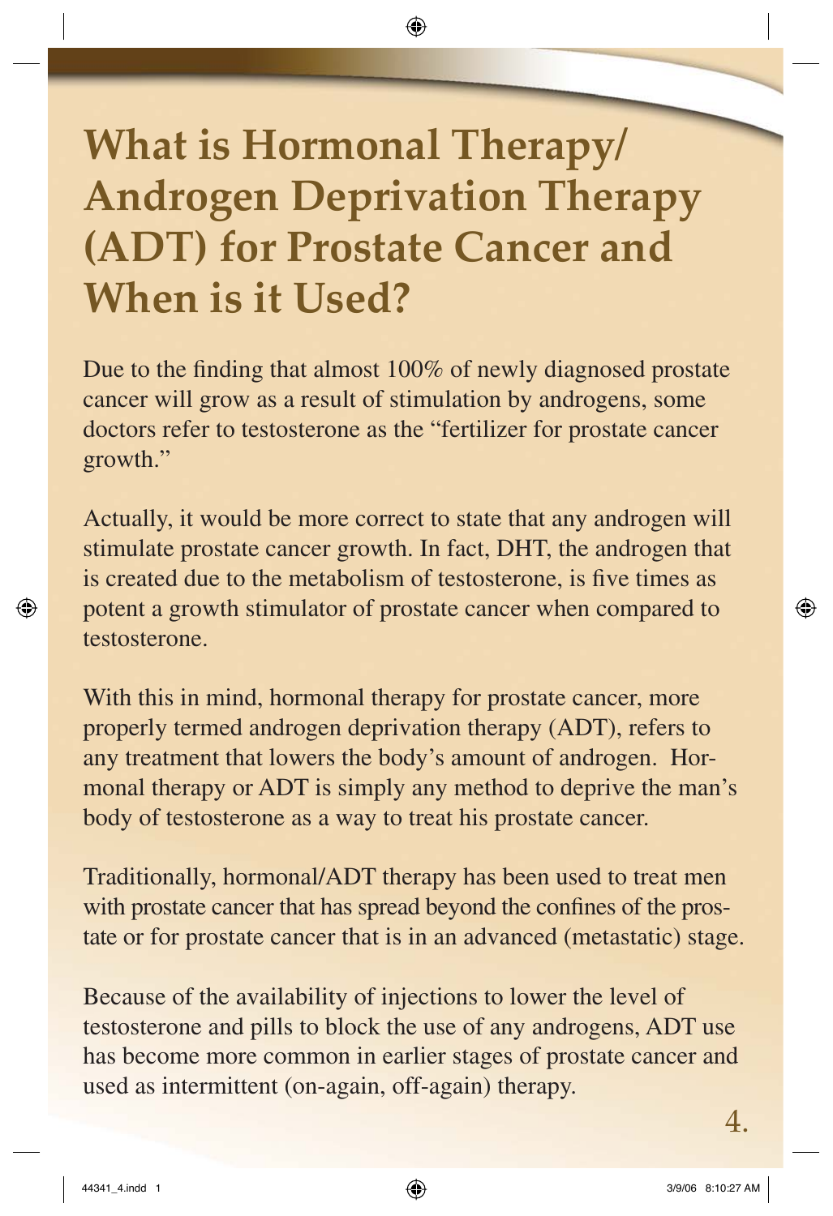# What is Hormonal Therapy/ Androgen Deprivation Therapy (ADT) for Prostate Cancer and When is it Used?

Due to the finding that almost 100% of newly diagnosed prostate cancer will grow as a result of stimulation by androgens, some doctors refer to testosterone as the "fertilizer for prostate cancer growth."

Actually, it would be more correct to state that any androgen will stimulate prostate cancer growth. In fact, DHT, the androgen that is created due to the metabolism of testosterone, is five times as potent a growth stimulator of prostate cancer when compared to testosterone.

With this in mind, hormonal therapy for prostate cancer, more properly termed androgen deprivation therapy (ADT), refers to any treatment that lowers the body's amount of androgen. Hormonal therapy or ADT is simply any method to deprive the man's body of testosterone as a way to treat his prostate cancer.

Traditionally, hormonal/ADT therapy has been used to treat men with prostate cancer that has spread beyond the confines of the prostate or for prostate cancer that is in an advanced (metastatic) stage.

Because of the availability of injections to lower the level of testosterone and pills to block the use of any androgens, ADT use has become more common in earlier stages of prostate cancer and used as intermittent (on-again, off-again) therapy.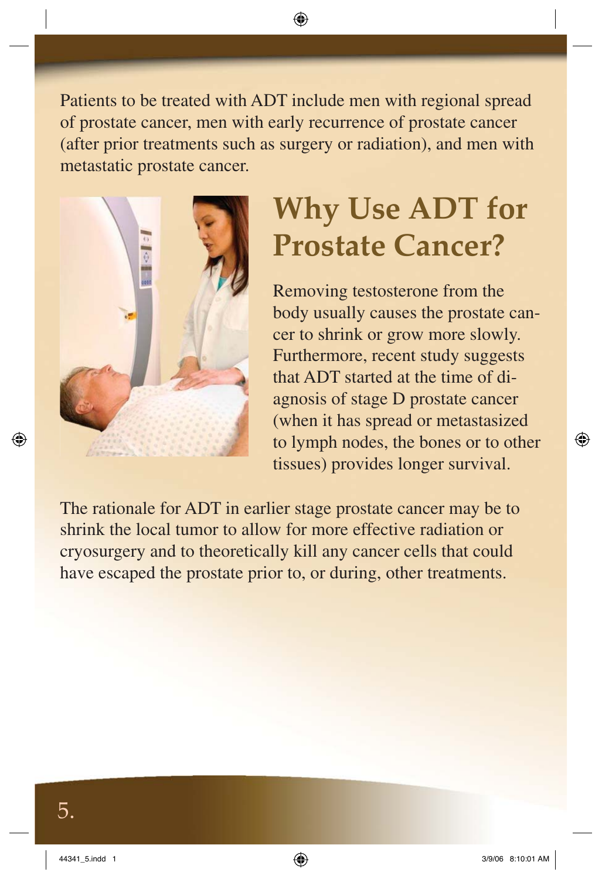Patients to be treated with ADT include men with regional spread of prostate cancer, men with early recurrence of prostate cancer (after prior treatments such as surgery or radiation), and men with metastatic prostate cancer.

## Why Use ADT for Prostate Cancer?

Removing testosterone from the body usually causes the prostate cancer to shrink or grow more slowly. Furthermore, recent study suggests that ADT started at the time of diagnosis of stage D prostate cancer (when it has spread or metastasized to lymph nodes, the bones or to other tissues) provides longer survival.

The rationale for ADT in earlier stage prostate cancer may be to shrink the local tumor to allow for more effective radiation or cryosurgery and to theoretically kill any cancer cells that could have escaped the prostate prior to, or during, other treatments.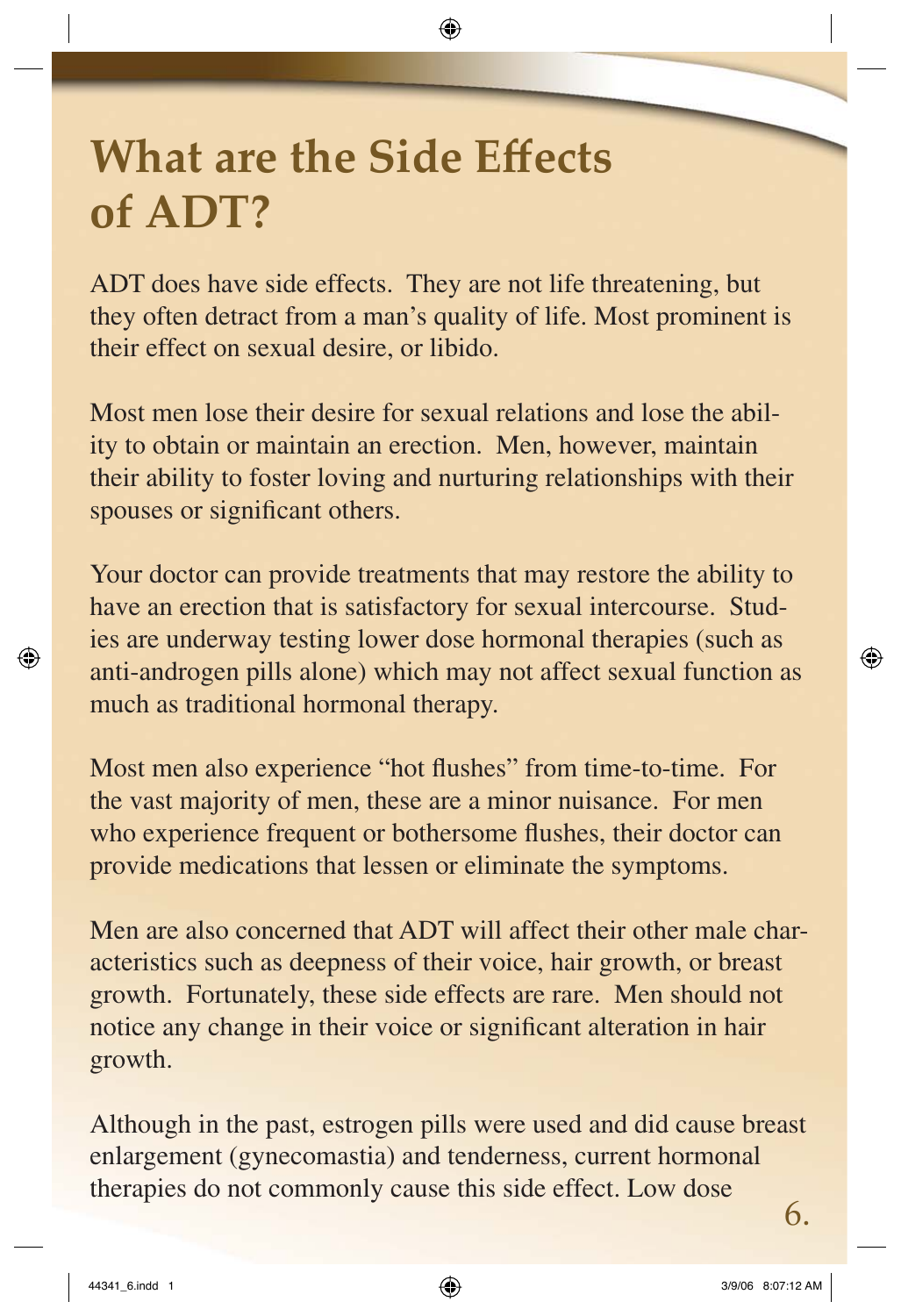# What are the Side Effects of ADT?

ADT does have side effects. They are not life threatening, but they often detract from a man's quality of life. Most prominent is their effect on sexual desire, or libido.

Most men lose their desire for sexual relations and lose the ability to obtain or maintain an erection. Men, however, maintain their ability to foster loving and nurturing relationships with their spouses or significant others.

Your doctor can provide treatments that may restore the ability to have an erection that is satisfactory for sexual intercourse. Studies are underway testing lower dose hormonal therapies (such as anti-androgen pills alone) which may not affect sexual function as much as traditional hormonal therapy.

Most men also experience "hot flushes" from time-to-time. For the vast majority of men, these are a minor nuisance. For men who experience frequent or bothersome flushes, their doctor can provide medications that lessen or eliminate the symptoms.

Men are also concerned that ADT will affect their other male characteristics such as deepness of their voice, hair growth, or breast growth. Fortunately, these side effects are rare. Men should not notice any change in their voice or significant alteration in hair growth.

Although in the past, estrogen pills were used and did cause breast enlargement (gynecomastia) and tenderness, current hormonal therapies do not commonly cause this side effect. Low dose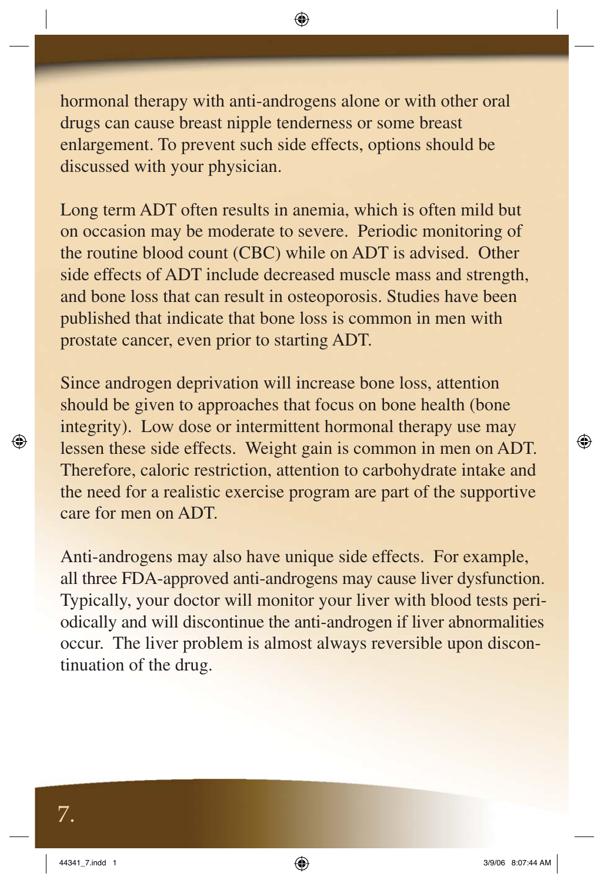hormonal therapy with anti-androgens alone or with other oral drugs can cause breast nipple tenderness or some breast enlargement. To prevent such side effects, options should be discussed with your physician.

Long term ADT often results in anemia, which is often mild but on occasion may be moderate to severe. Periodic monitoring of the routine blood count (CBC) while on ADT is advised. Other side effects of ADT include decreased muscle mass and strength, and bone loss that can result in osteoporosis. Studies have been published that indicate that bone loss is common in men with prostate cancer, even prior to starting ADT.

Since androgen deprivation will increase bone loss, attention should be given to approaches that focus on bone health (bone integrity). Low dose or intermittent hormonal therapy use may lessen these side effects. Weight gain is common in men on ADT. Therefore, caloric restriction, attention to carbohydrate intake and the need for a realistic exercise program are part of the supportive care for men on ADT.

Anti-androgens may also have unique side effects. For example, all three FDA-approved anti-androgens may cause liver dysfunction. Typically, your doctor will monitor your liver with blood tests periodically and will discontinue the anti-androgen if liver abnormalities occur. The liver problem is almost always reversible upon discontinuation of the drug.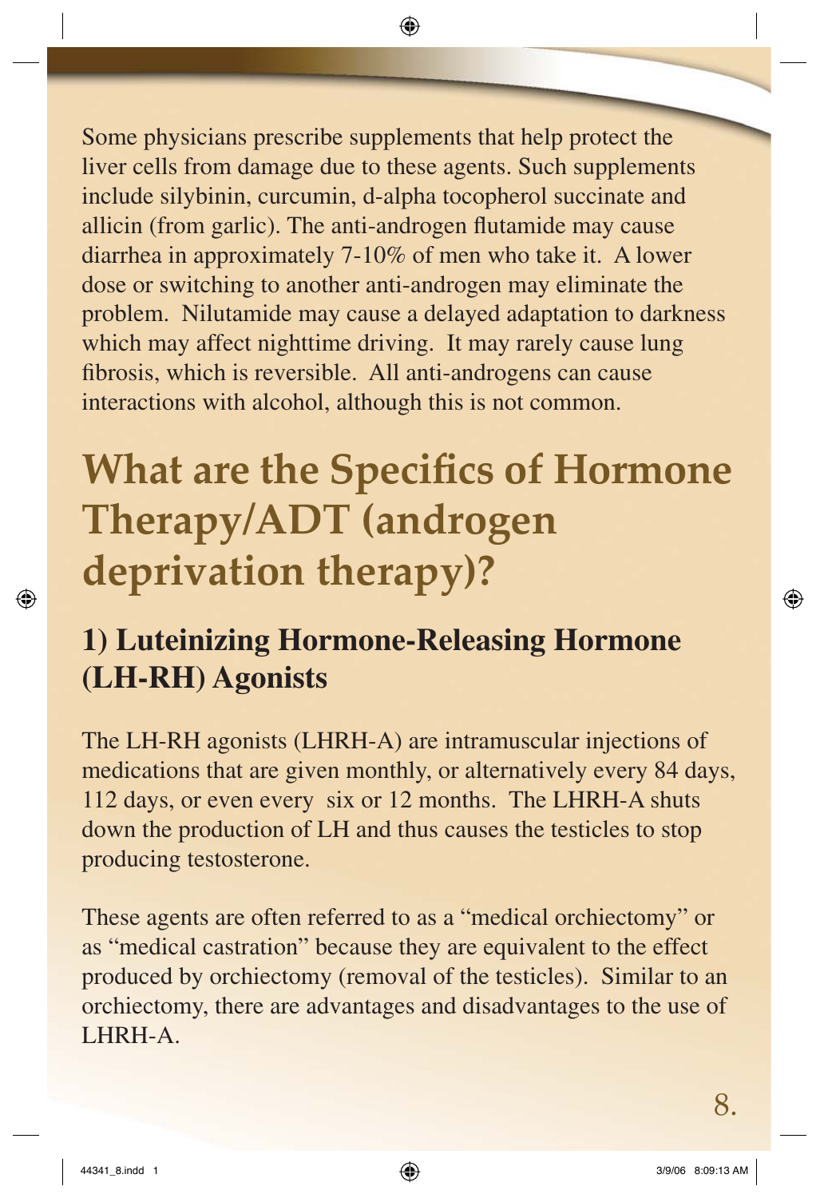Some physicians prescribe supplements that help protect the liver cells from damage due to these agents. Such supplements include silybinin, curcumin, d-alpha tocopherol succinate and allicin (from garlic). The anti-androgen flutamide may cause diarrhea in approximately 7-10% of men who take it. A lower dose or switching to another anti-androgen may eliminate the problem. Nilutamide may cause a delayed adaptation to darkness which may affect nighttime driving. It may rarely cause lung fibrosis, which is reversible. All anti-androgens can cause interactions with alcohol, although this is not common.

# What are the Specifics of Hormone Therapy/ADT (androgen deprivation therapy)?

## 1) Luteinizing Hormone-Releasing Hormone (LH-RH) Agonists

The LH-RH agonists (LHRH-A) are intramuscular injections of medications that are given monthly, or alternatively every 84 days, 112 days, or even every six or 12 months. The LHRH-A shuts down the production of LH and thus causes the testicles to stop producing testosterone.

These agents are often referred to as a "medical orchiectomy" or as "medical castration" because they are equivalent to the effect produced by orchiectomy (removal of the testicles). Similar to an orchiectomy, there are advantages and disadvantages to the use of LHRH-A.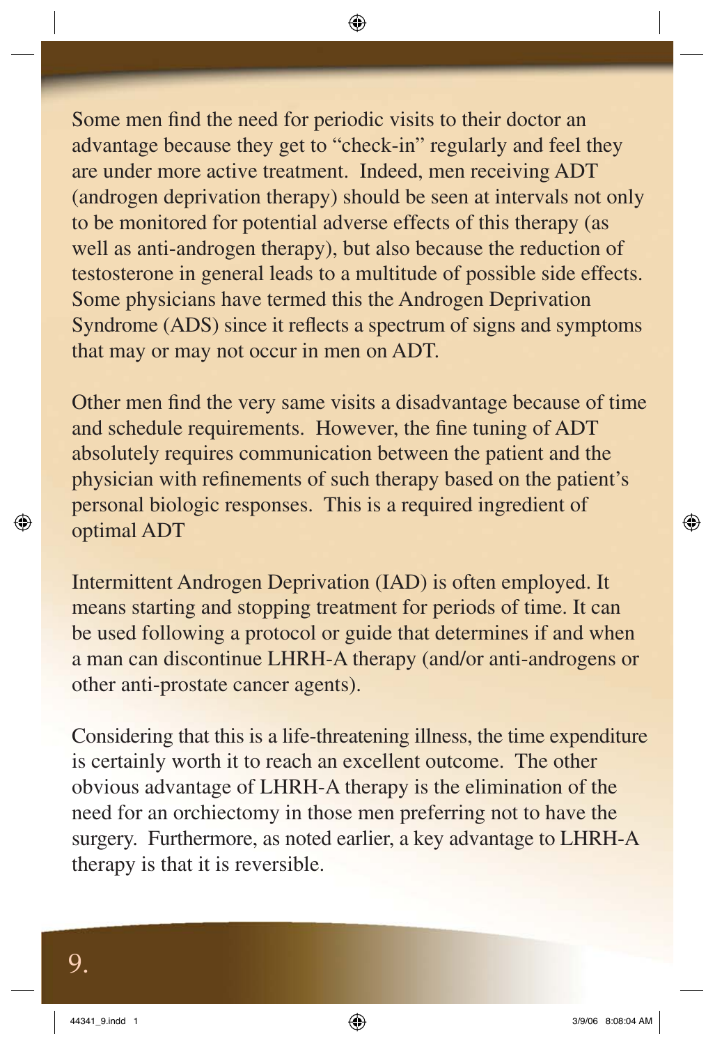Some men find the need for periodic visits to their doctor an advantage because they get to "check-in" regularly and feel they are under more active treatment. Indeed, men receiving ADT (androgen deprivation therapy) should be seen at intervals not only to be monitored for potential adverse effects of this therapy (as well as anti-androgen therapy), but also because the reduction of testosterone in general leads to a multitude of possible side effects. Some physicians have termed this the Androgen Deprivation Syndrome (ADS) since it reflects a spectrum of signs and symptoms that may or may not occur in men on ADT.

Other men find the very same visits a disadvantage because of time and schedule requirements. However, the fine tuning of ADT absolutely requires communication between the patient and the physician with refinements of such therapy based on the patient's personal biologic responses. This is a required ingredient of optimal ADT

Intermittent Androgen Deprivation (IAD) is often employed. It means starting and stopping treatment for periods of time. It can be used following a protocol or guide that determines if and when a man can discontinue LHRH-A therapy (and/or anti-androgens or other anti-prostate cancer agents).

Considering that this is a life-threatening illness, the time expenditure is certainly worth it to reach an excellent outcome. The other obvious advantage of LHRH-A therapy is the elimination of the need for an orchiectomy in those men preferring not to have the surgery. Furthermore, as noted earlier, a key advantage to LHRH-A therapy is that it is reversible.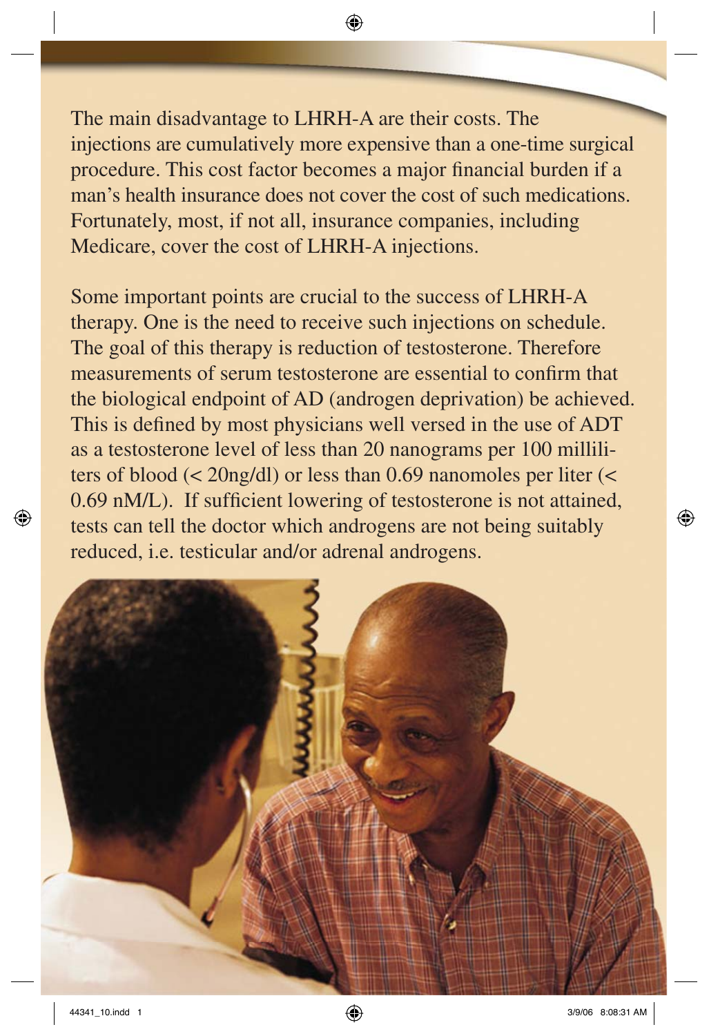The main disadvantage to LHRH-A are their costs. The injections are cumulatively more expensive than a one-time surgical procedure. This cost factor becomes a major financial burden if a man's health insurance does not cover the cost of such medications. Fortunately, most, if not all, insurance companies, including Medicare, cover the cost of LHRH-A injections.

Some important points are crucial to the success of LHRH-A therapy. One is the need to receive such injections on schedule. The goal of this therapy is reduction of testosterone. Therefore measurements of serum testosterone are essential to confirm that the biological endpoint of AD (androgen deprivation) be achieved. This is defined by most physicians well versed in the use of ADT as a testosterone level of less than 20 nanograms per 100 milliliters of blood (< 20ng/dl) or less than 0.69 nanomoles per liter (< 0.69 nM/L). If sufficient lowering of testosterone is not attained, tests can tell the doctor which androgens are not being suitably reduced, i.e. testicular and/or adrenal androgens.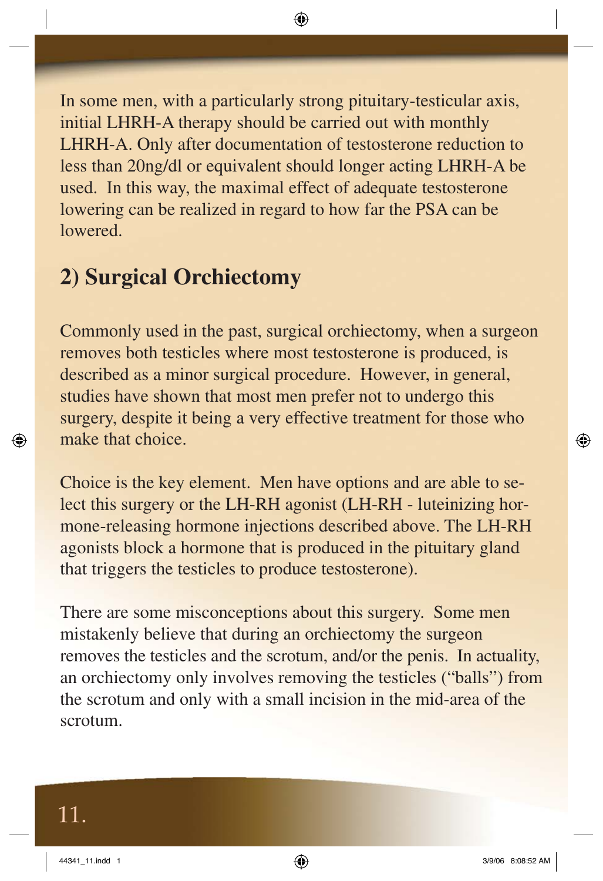In some men, with a particularly strong pituitary-testicular axis, initial LHRH-A therapy should be carried out with monthly LHRH-A. Only after documentation of testosterone reduction to less than 20ng/dl or equivalent should longer acting LHRH-A be used. In this way, the maximal effect of adequate testosterone lowering can be realized in regard to how far the PSA can be lowered.

## 2) Surgical Orchiectomy

Commonly used in the past, surgical orchiectomy, when a surgeon removes both testicles where most testosterone is produced, is described as a minor surgical procedure. However, in general, studies have shown that most men prefer not to undergo this surgery, despite it being a very effective treatment for those who make that choice.

Choice is the key element. Men have options and are able to select this surgery or the LH-RH agonist (LH-RH - luteinizing hormone-releasing hormone injections described above. The LH-RH agonists block a hormone that is produced in the pituitary gland that triggers the testicles to produce testosterone).

There are some misconceptions about this surgery. Some men mistakenly believe that during an orchiectomy the surgeon removes the testicles and the scrotum, and/or the penis. In actuality, an orchiectomy only involves removing the testicles ("balls") from the scrotum and only with a small incision in the mid-area of the scrotum.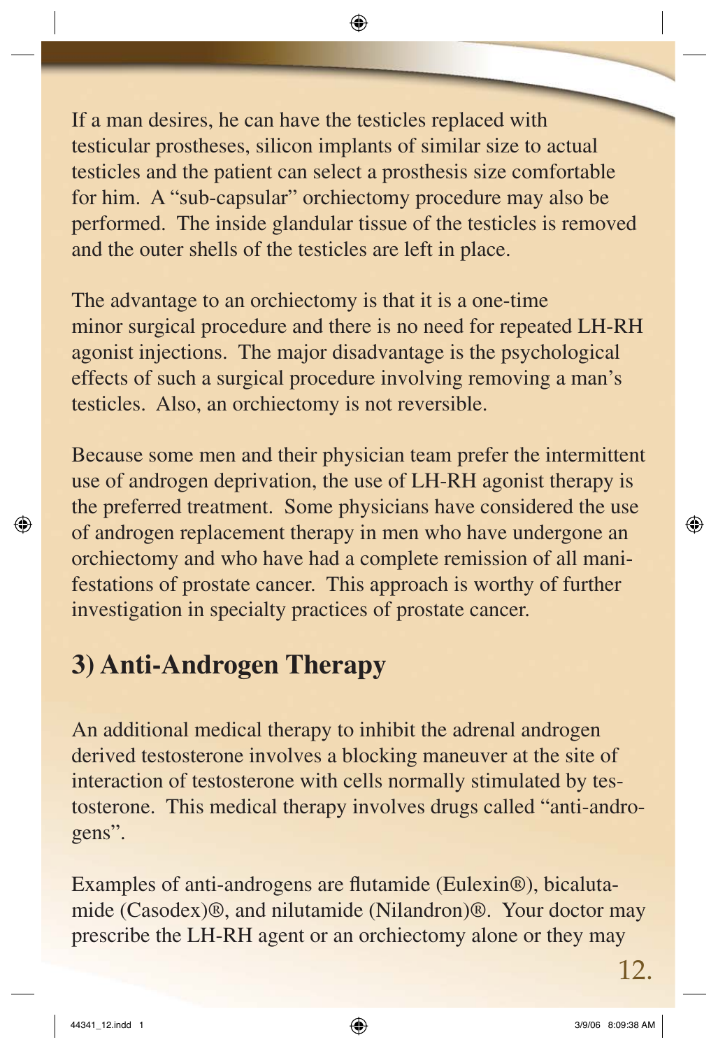If a man desires, he can have the testicles replaced with testicular prostheses, silicon implants of similar size to actual testicles and the patient can select a prosthesis size comfortable for him. A "sub-capsular" orchiectomy procedure may also be performed. The inside glandular tissue of the testicles is removed and the outer shells of the testicles are left in place.

The advantage to an orchiectomy is that it is a one-time minor surgical procedure and there is no need for repeated LH-RH agonist injections. The major disadvantage is the psychological effects of such a surgical procedure involving removing a man's testicles. Also, an orchiectomy is not reversible.

Because some men and their physician team prefer the intermittent use of androgen deprivation, the use of LH-RH agonist therapy is the preferred treatment. Some physicians have considered the use of androgen replacement therapy in men who have undergone an orchiectomy and who have had a complete remission of all manifestations of prostate cancer. This approach is worthy of further investigation in specialty practices of prostate cancer.

## 3) Anti-Androgen Therapy

An additional medical therapy to inhibit the adrenal androgen derived testosterone involves a blocking maneuver at the site of interaction of testosterone with cells normally stimulated by testosterone. This medical therapy involves drugs called "anti-androgens".

Examples of anti-androgens are flutamide (Eulexin®), bicalutamide (Casodex)®, and nilutamide (Nilandron)®. Your doctor may prescribe the LH-RH agent or an orchiectomy alone or they may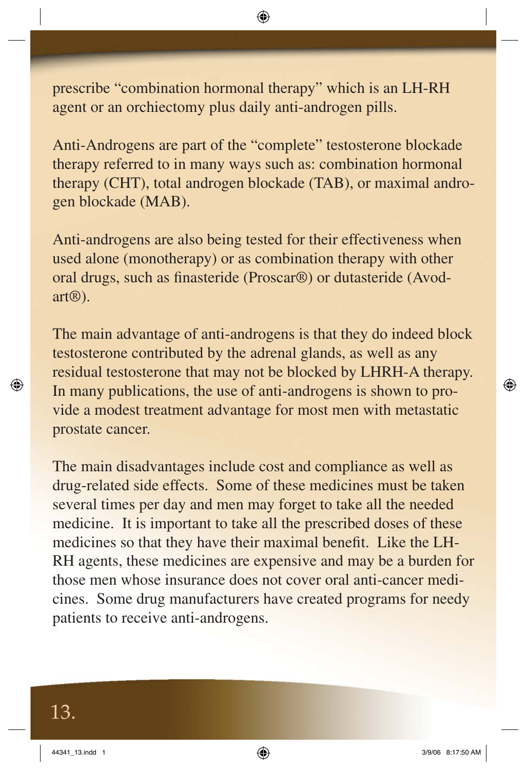prescribe "combination hormonal therapy" which is an LH-RH agent or an orchiectomy plus daily anti-androgen pills.

Anti-Androgens are part of the "complete" testosterone blockade therapy referred to in many ways such as: combination hormonal therapy (CHT), total androgen blockade (TAB), or maximal androgen blockade (MAB).

Anti-androgens are also being tested for their effectiveness when used alone (monotherapy) or as combination therapy with other oral drugs, such as finasteride (Proscar®) or dutasteride (Avodart®).

The main advantage of anti-androgens is that they do indeed block testosterone contributed by the adrenal glands, as well as any residual testosterone that may not be blocked by LHRH-A therapy. In many publications, the use of anti-androgens is shown to provide a modest treatment advantage for most men with metastatic prostate cancer.

The main disadvantages include cost and compliance as well as drug-related side effects. Some of these medicines must be taken several times per day and men may forget to take all the needed medicine. It is important to take all the prescribed doses of these medicines so that they have their maximal benefit. Like the LH-RH agents, these medicines are expensive and may be a burden for those men whose insurance does not cover oral anti-cancer medicines. Some drug manufacturers have created programs for needy patients to receive anti-androgens.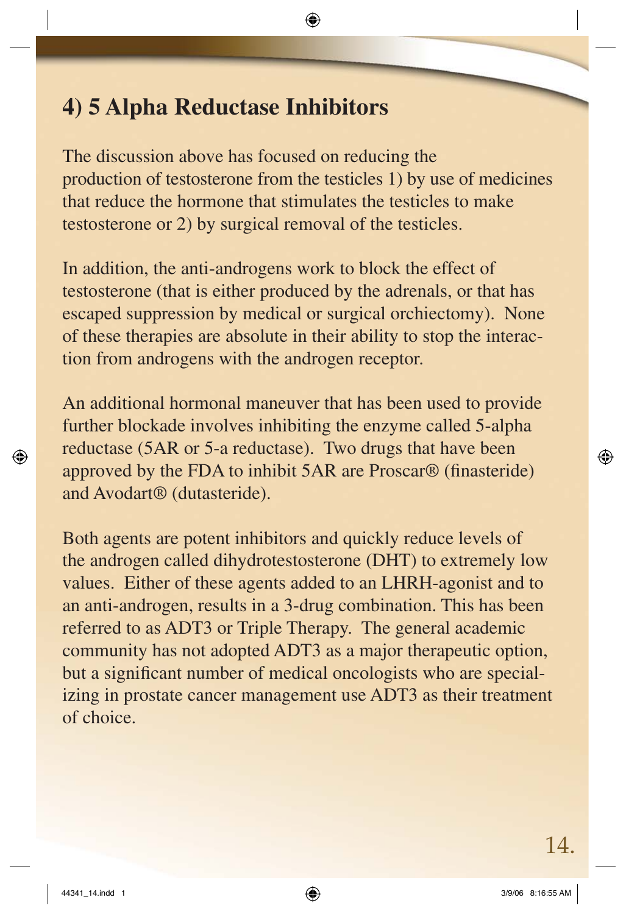## 4) 5 Alpha Reductase Inhibitors

The discussion above has focused on reducing the production of testosterone from the testicles 1) by use of medicines that reduce the hormone that stimulates the testicles to make testosterone or 2) by surgical removal of the testicles.

In addition, the anti-androgens work to block the effect of testosterone (that is either produced by the adrenals, or that has escaped suppression by medical or surgical orchiectomy). None of these therapies are absolute in their ability to stop the interaction from androgens with the androgen receptor.

An additional hormonal maneuver that has been used to provide further blockade involves inhibiting the enzyme called 5-alpha reductase (5AR or 5-a reductase). Two drugs that have been approved by the FDA to inhibit 5AR are Proscar® (finasteride) and Avodart® (dutasteride).

Both agents are potent inhibitors and quickly reduce levels of the androgen called dihydrotestosterone (DHT) to extremely low values. Either of these agents added to an LHRH-agonist and to an anti-androgen, results in a 3-drug combination. This has been referred to as ADT3 or Triple Therapy. The general academic community has not adopted ADT3 as a major therapeutic option, but a significant number of medical oncologists who are specializing in prostate cancer management use ADT3 as their treatment of choice.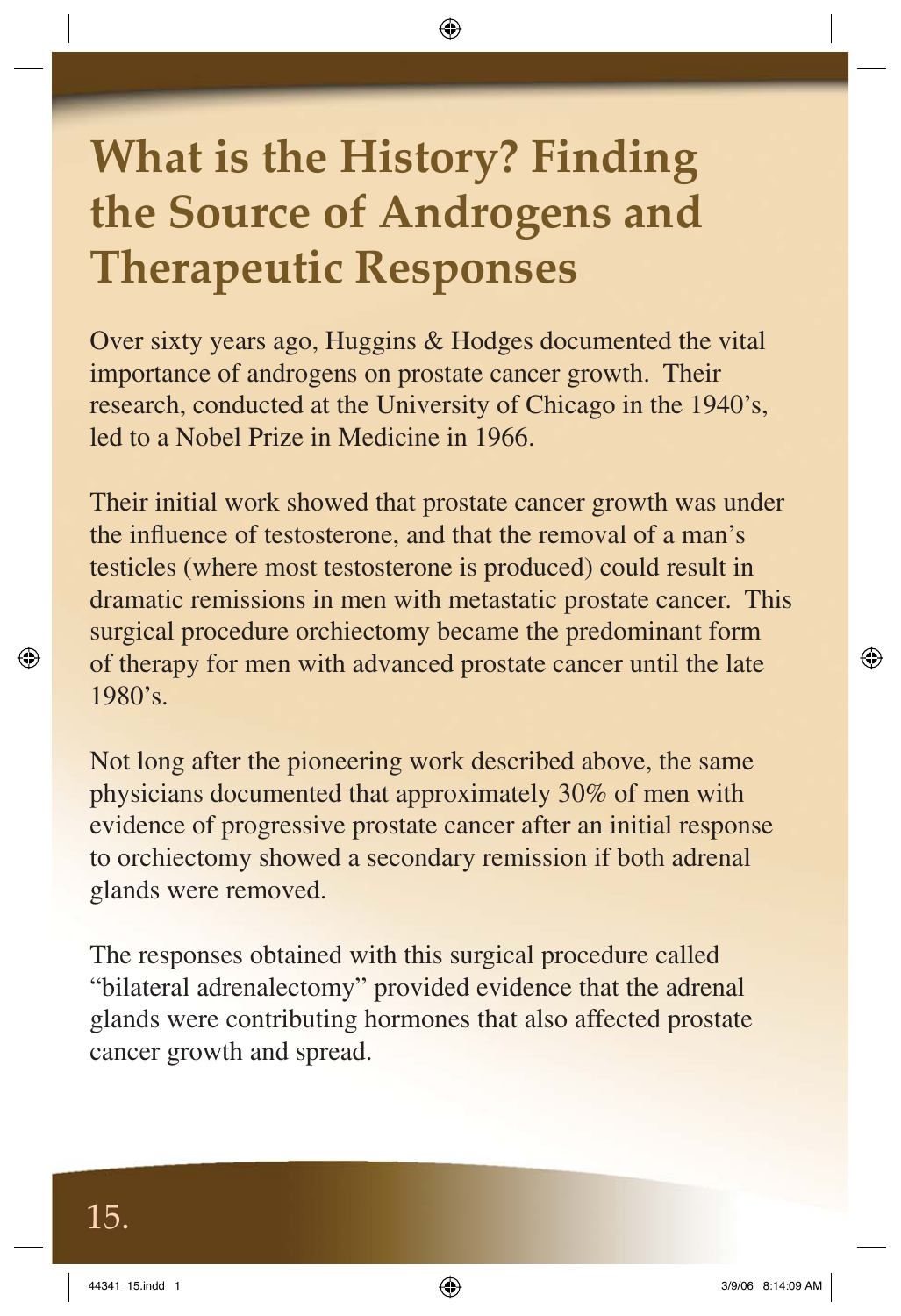# What is the History? Finding the Source of Androgens and Therapeutic Responses

Over sixty years ago, Huggins & Hodges documented the vital importance of androgens on prostate cancer growth. Their research, conducted at the University of Chicago in the 1940's, led to a Nobel Prize in Medicine in 1966.

Their initial work showed that prostate cancer growth was under the influence of testosterone, and that the removal of a man's testicles (where most testosterone is produced) could result in dramatic remissions in men with metastatic prostate cancer. This surgical procedure orchiectomy became the predominant form of therapy for men with advanced prostate cancer until the late 1980's.

Not long after the pioneering work described above, the same physicians documented that approximately 30% of men with evidence of progressive prostate cancer after an initial response to orchiectomy showed a secondary remission if both adrenal glands were removed.

The responses obtained with this surgical procedure called "bilateral adrenalectomy" provided evidence that the adrenal glands were contributing hormones that also affected prostate cancer growth and spread.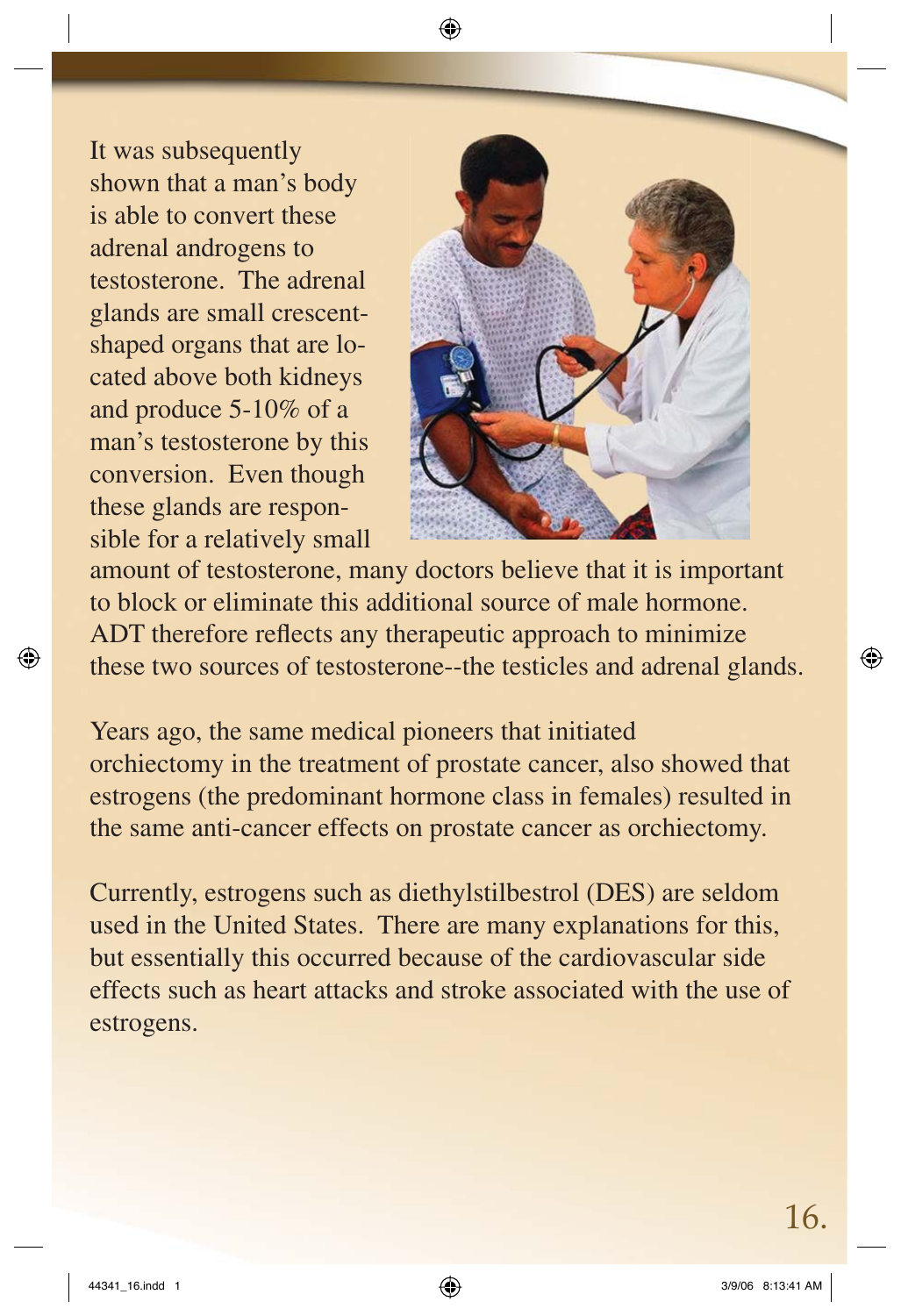It was subsequently shown that a man's body is able to convert these adrenal androgens to testosterone. The adrenal glands are small crescent-shaped organs that are located above both kidneys and produce 5-10% of a man's testosterone by this conversion. Even though these glands are responsible for a relatively small amount of testosterone, many doctors believe that it is important to block or eliminate this additional source of male hormone. ADT therefore reflects any therapeutic approach to minimize these two sources of testosterone--the testicles and adrenal glands.

Years ago, the same medical pioneers that initiated orchiectomy in the treatment of prostate cancer, also showed that estrogens (the predominant hormone class in females) resulted in the same anti-cancer effects on prostate cancer as orchiectomy.

Currently, estrogens such as diethylstilbestrol (DES) are seldom used in the United States. There are many explanations for this, but essentially this occurred because of the cardiovascular side effects such as heart attacks and stroke associated with the use of estrogens.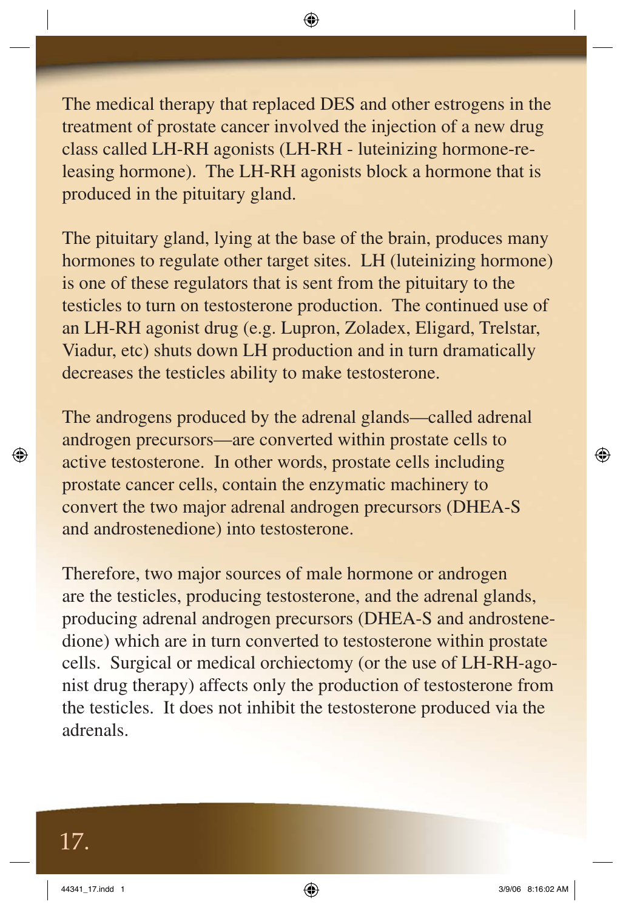The medical therapy that replaced DES and other estrogens in the treatment of prostate cancer involved the injection of a new drug class called LH-RH agonists (LH-RH - luteinizing hormone-releasing hormone). The LH-RH agonists block a hormone that is produced in the pituitary gland.

The pituitary gland, lying at the base of the brain, produces many hormones to regulate other target sites. LH (luteinizing hormone) is one of these regulators that is sent from the pituitary to the testicles to turn on testosterone production. The continued use of an LH-RH agonist drug (e.g. Lupron, Zoladex, Eligard, Trelstar, Viadur, etc) shuts down LH production and in turn dramatically decreases the testicles ability to make testosterone.

The androgens produced by the adrenal glands—called adrenal androgen precursors—are converted within prostate cells to active testosterone. In other words, prostate cells including prostate cancer cells, contain the enzymatic machinery to convert the two major adrenal androgen precursors (DHEA-S and androstenedione) into testosterone.

Therefore, two major sources of male hormone or androgen are the testicles, producing testosterone, and the adrenal glands, producing adrenal androgen precursors (DHEA-S and androstenedione) which are in turn converted to testosterone within prostate cells. Surgical or medical orchiectomy (or the use of LH-RH-agonist drug therapy) affects only the production of testosterone from the testicles. It does not inhibit the testosterone produced via the adrenals.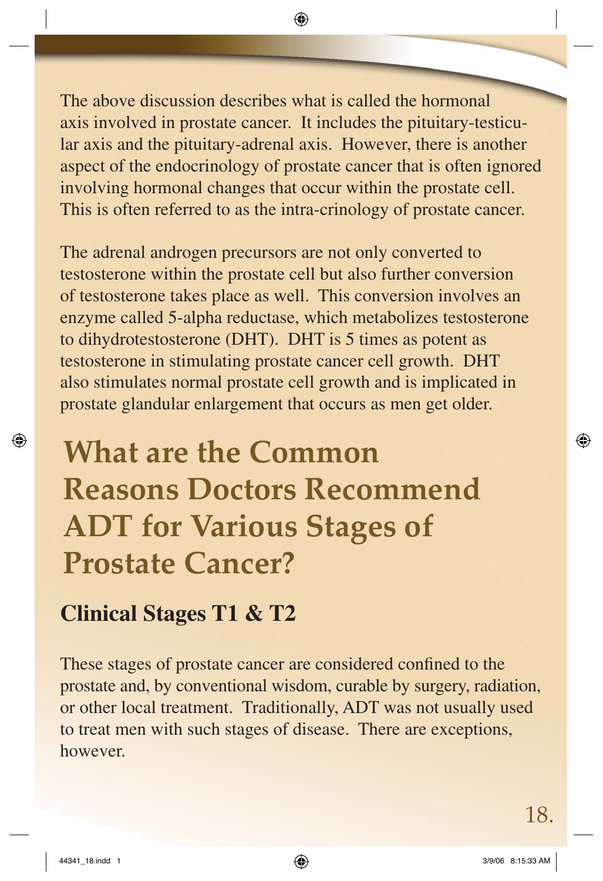The above discussion describes what is called the hormonal axis involved in prostate cancer. It includes the pituitary-testicular axis and the pituitary-adrenal axis. However, there is another aspect of the endocrinology of prostate cancer that is often ignored involving hormonal changes that occur within the prostate cell. This is often referred to as the intra-crinology of prostate cancer.

The adrenal androgen precursors are not only converted to testosterone within the prostate cell but also further conversion of testosterone takes place as well. This conversion involves an enzyme called 5-alpha reductase, which metabolizes testosterone to dihydrotestosterone (DHT). DHT is 5 times as potent as testosterone in stimulating prostate cancer cell growth. DHT also stimulates normal prostate cell growth and is implicated in prostate glandular enlargement that occurs as men get older.

# What are the Common Reasons Doctors Recommend ADT for Various Stages of Prostate Cancer?

## Clinical Stages T1 & T2

These stages of prostate cancer are considered confined to the prostate and, by conventional wisdom, curable by surgery, radiation, or other local treatment. Traditionally, ADT was not usually used to treat men with such stages of disease. There are exceptions, however.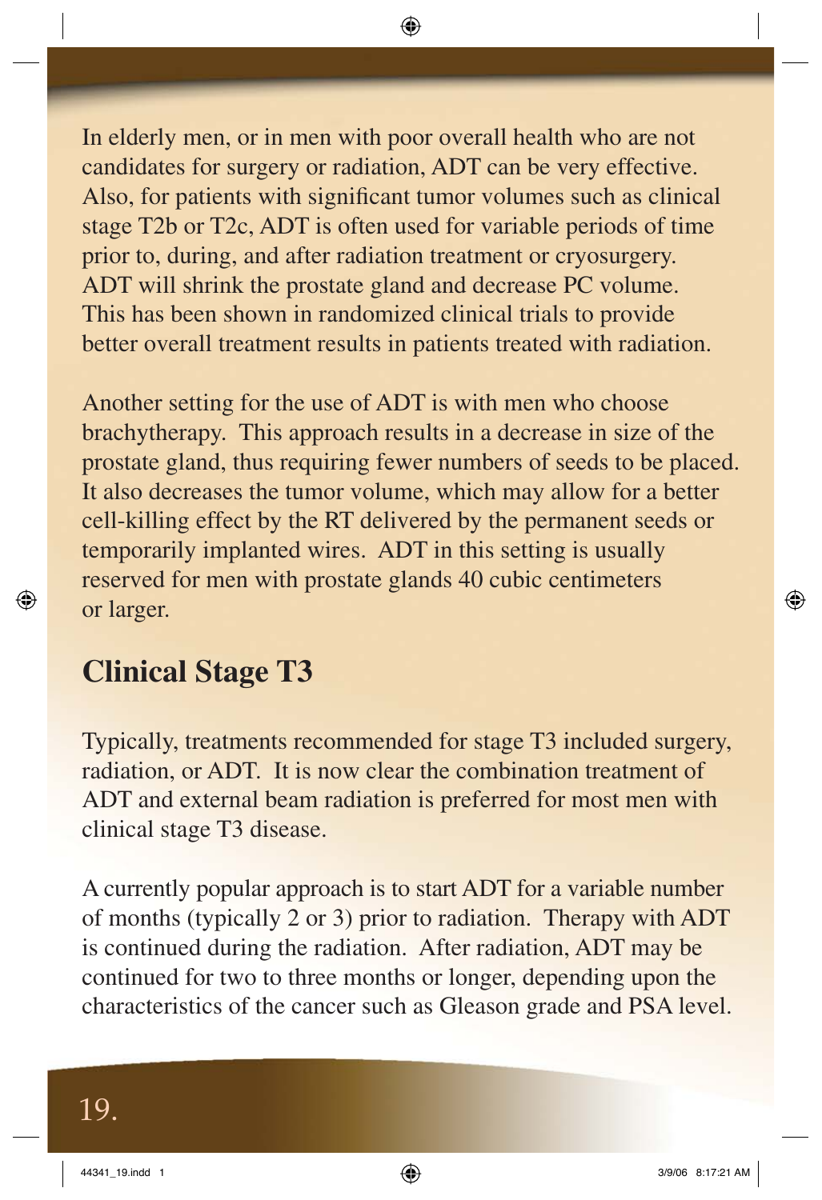In elderly men, or in men with poor overall health who are not candidates for surgery or radiation, ADT can be very effective. Also, for patients with significant tumor volumes such as clinical stage T2b or T2c, ADT is often used for variable periods of time prior to, during, and after radiation treatment or cryosurgery. ADT will shrink the prostate gland and decrease PC volume. This has been shown in randomized clinical trials to provide better overall treatment results in patients treated with radiation.

Another setting for the use of ADT is with men who choose brachytherapy. This approach results in a decrease in size of the prostate gland, thus requiring fewer numbers of seeds to be placed. It also decreases the tumor volume, which may allow for a better cell-killing effect by the RT delivered by the permanent seeds or temporarily implanted wires. ADT in this setting is usually reserved for men with prostate glands 40 cubic centimeters or larger.

## Clinical Stage T3

Typically, treatments recommended for stage T3 included surgery, radiation, or ADT. It is now clear the combination treatment of ADT and external beam radiation is preferred for most men with clinical stage T3 disease.

A currently popular approach is to start ADT for a variable number of months (typically 2 or 3) prior to radiation. Therapy with ADT is continued during the radiation. After radiation, ADT may be continued for two to three months or longer, depending upon the characteristics of the cancer such as Gleason grade and PSA level.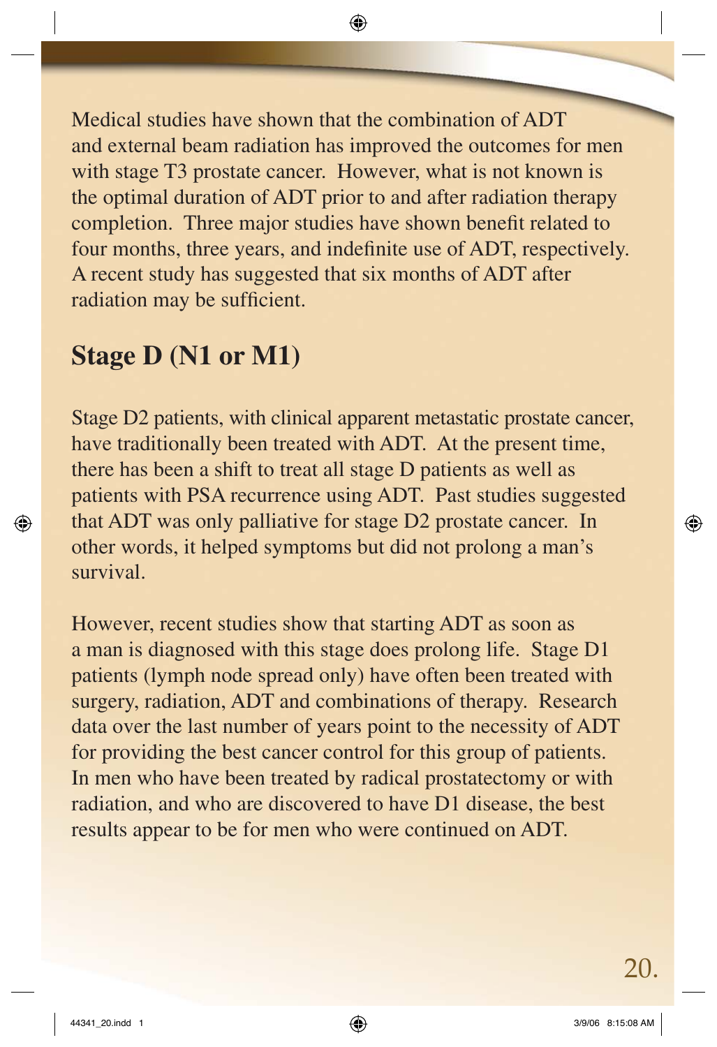Medical studies have shown that the combination of ADT and external beam radiation has improved the outcomes for men with stage T3 prostate cancer. However, what is not known is the optimal duration of ADT prior to and after radiation therapy completion. Three major studies have shown benefit related to four months, three years, and indefinite use of ADT, respectively. A recent study has suggested that six months of ADT after radiation may be sufficient.

## Stage D (N1 or M1)

Stage D2 patients, with clinical apparent metastatic prostate cancer, have traditionally been treated with ADT. At the present time, there has been a shift to treat all stage D patients as well as patients with PSA recurrence using ADT. Past studies suggested that ADT was only palliative for stage D2 prostate cancer. In other words, it helped symptoms but did not prolong a man's survival.

However, recent studies show that starting ADT as soon as a man is diagnosed with this stage does prolong life. Stage D1 patients (lymph node spread only) have often been treated with surgery, radiation, ADT and combinations of therapy. Research data over the last number of years point to the necessity of ADT for providing the best cancer control for this group of patients. In men who have been treated by radical prostatectomy or with radiation, and who are discovered to have D1 disease, the best results appear to be for men who were continued on ADT.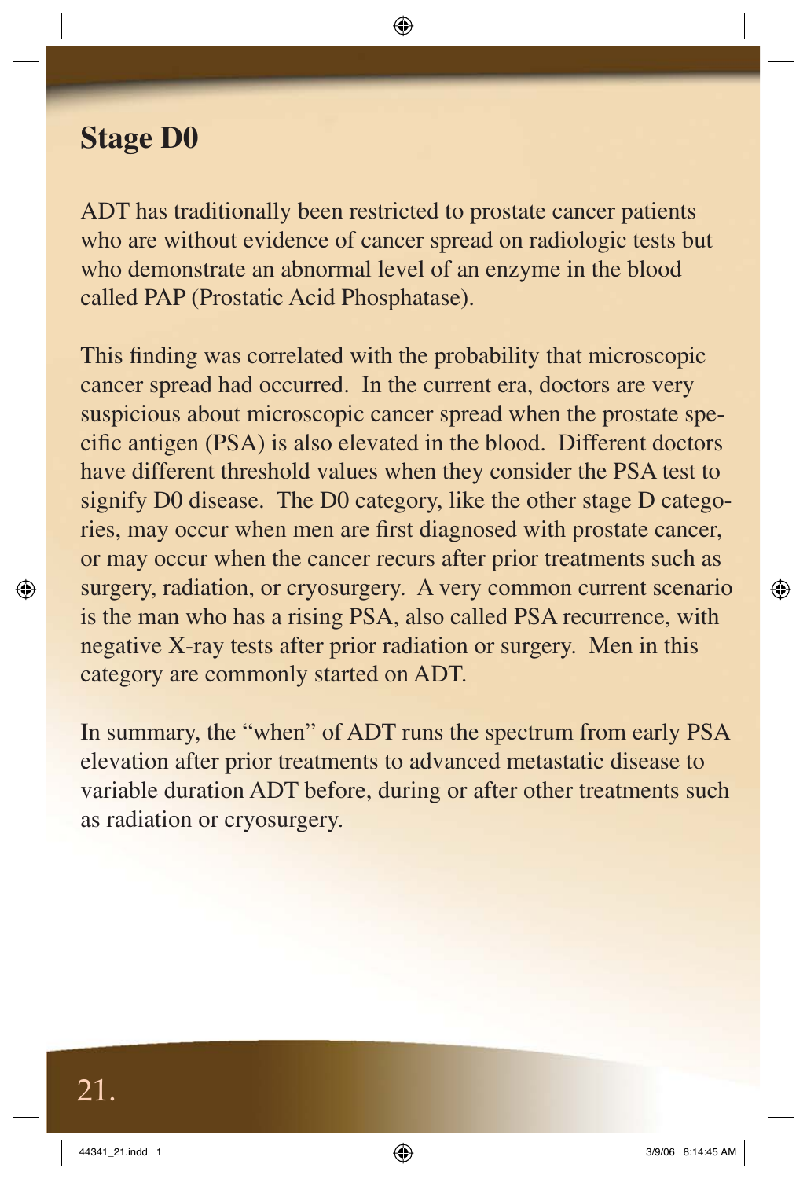## Stage D0

ADT has traditionally been restricted to prostate cancer patients who are without evidence of cancer spread on radiologic tests but who demonstrate an abnormal level of an enzyme in the blood called PAP (Prostatic Acid Phosphatase).

This finding was correlated with the probability that microscopic cancer spread had occurred. In the current era, doctors are very suspicious about microscopic cancer spread when the prostate specific antigen (PSA) is also elevated in the blood. Different doctors have different threshold values when they consider the PSA test to signify D0 disease. The D0 category, like the other stage D categories, may occur when men are first diagnosed with prostate cancer, or may occur when the cancer recurs after prior treatments such as surgery, radiation, or cryosurgery. A very common current scenario is the man who has a rising PSA, also called PSA recurrence, with negative X-ray tests after prior radiation or surgery. Men in this category are commonly started on ADT.

In summary, the "when" of ADT runs the spectrum from early PSA elevation after prior treatments to advanced metastatic disease to variable duration ADT before, during or after other treatments such as radiation or cryosurgery.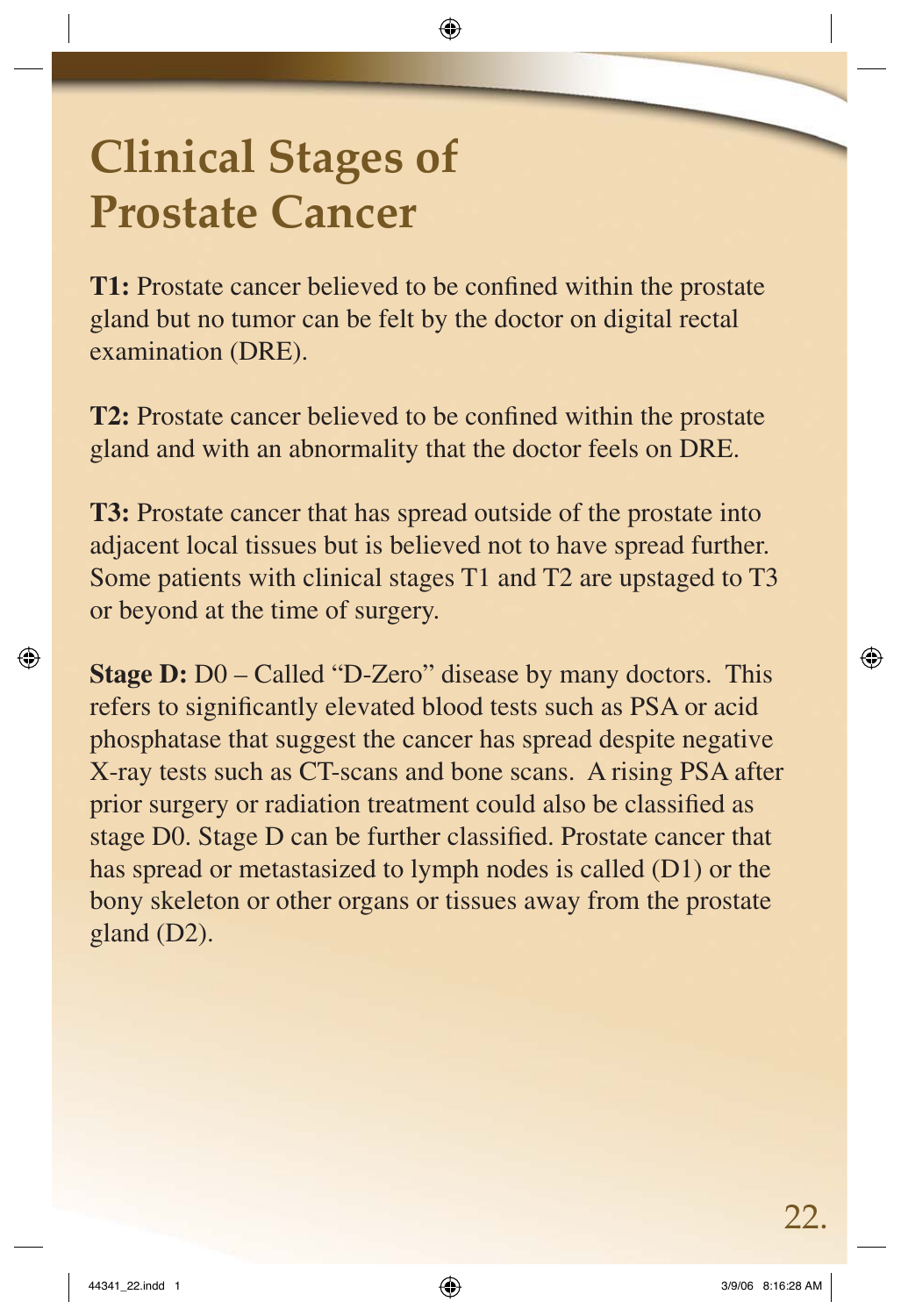# Clinical Stages of Prostate Cancer

**T1:** Prostate cancer believed to be confined within the prostate gland but no tumor can be felt by the doctor on digital rectal examination (DRE).

**T2:** Prostate cancer believed to be confined within the prostate gland and with an abnormality that the doctor feels on DRE.

**T3:** Prostate cancer that has spread outside of the prostate into adjacent local tissues but is believed not to have spread further. Some patients with clinical stages T1 and T2 are upstaged to T3 or beyond at the time of surgery.

**Stage D:** D0 – Called "D-Zero" disease by many doctors. This refers to significantly elevated blood tests such as PSA or acid phosphatase that suggest the cancer has spread despite negative X-ray tests such as CT-scans and bone scans. A rising PSA after prior surgery or radiation treatment could also be classified as stage D0. Stage D can be further classified. Prostate cancer that has spread or metastasized to lymph nodes is called (D1) or the bony skeleton or other organs or tissues away from the prostate gland (D2).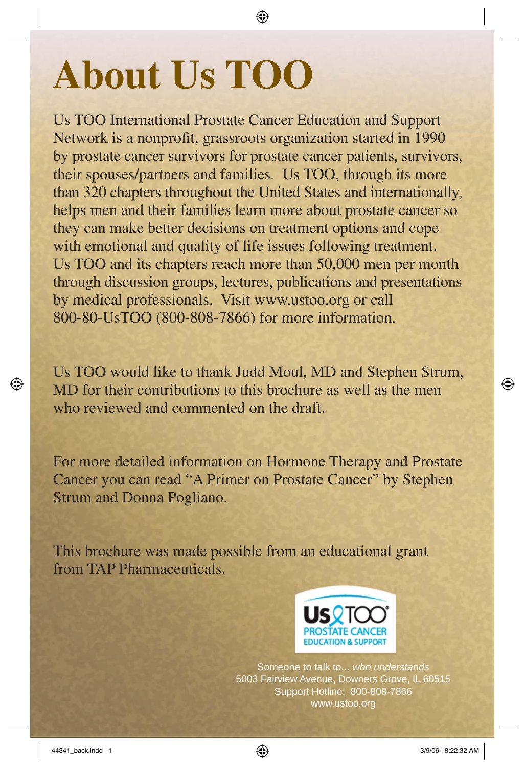# About Us TOO

Us TOO International Prostate Cancer Education and Support Network is a nonprofit, grassroots organization started in 1990 by prostate cancer survivors for prostate cancer patients, survivors, their spouses/partners and families. Us TOO, through its more than 320 chapters throughout the United States and internationally, helps men and their families learn more about prostate cancer so they can make better decisions on treatment options and cope with emotional and quality of life issues following treatment. Us TOO and its chapters reach more than 50,000 men per month through discussion groups, lectures, publications and presentations by medical professionals. Visit www.ustoo.org or call 800-80-UsTOO (800-808-7866) for more information.

Us TOO would like to thank Judd Moul, MD and Stephen Strum, MD for their contributions to this brochure as well as the men who reviewed and commented on the draft.

For more detailed information on Hormone Therapy and Prostate Cancer you can read "A Primer on Prostate Cancer" by Stephen Strum and Donna Pogliano.

This brochure was made possible from an educational grant from TAP Pharmaceuticals.

Us TOO
PROSTATE CANCER
EDUCATION & SUPPORT

Someone to talk to... *who understands*
5003 Fairview Avenue, Downers Grove, IL 60515
Support Hotline: 800-808-7866
www.ustoo.org